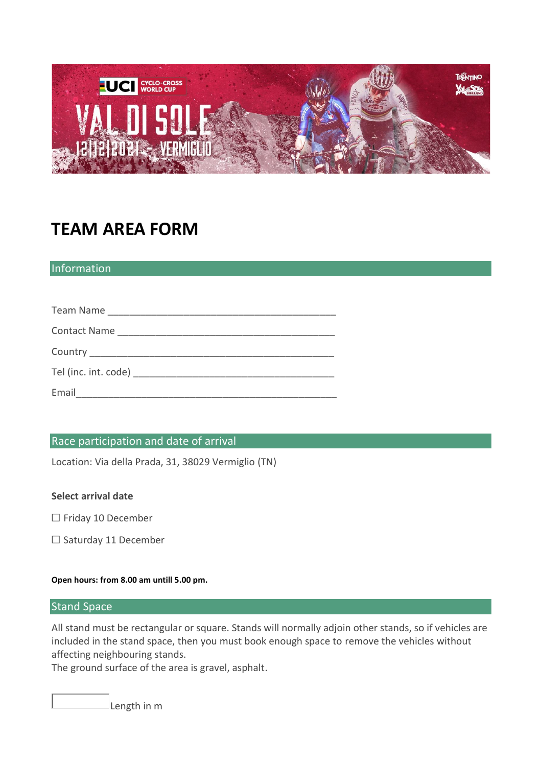# TEAM AREA FORM

## Information

Team Name ___________________________________________

Contact Name _________________________________________

Country ______________________________________________

Tel (inc. int. code) ____________________________________

Email__________________________________________________

## Race participation and date of arrival

Location: Via della Prada, 31, 38029 Vermiglio (TN)

**Select arrival date**

☐ Friday 10 December

☐ Saturday 11 December

**Open hours: from 8.00 am untill 5.00 pm.**

## Stand Space

All stand must be rectangular or square. Stands will normally adjoin other stands, so if vehicles are included in the stand space, then you must book enough space to remove the vehicles without affecting neighbouring stands.
The ground surface of the area is gravel, asphalt.

☐ Length in m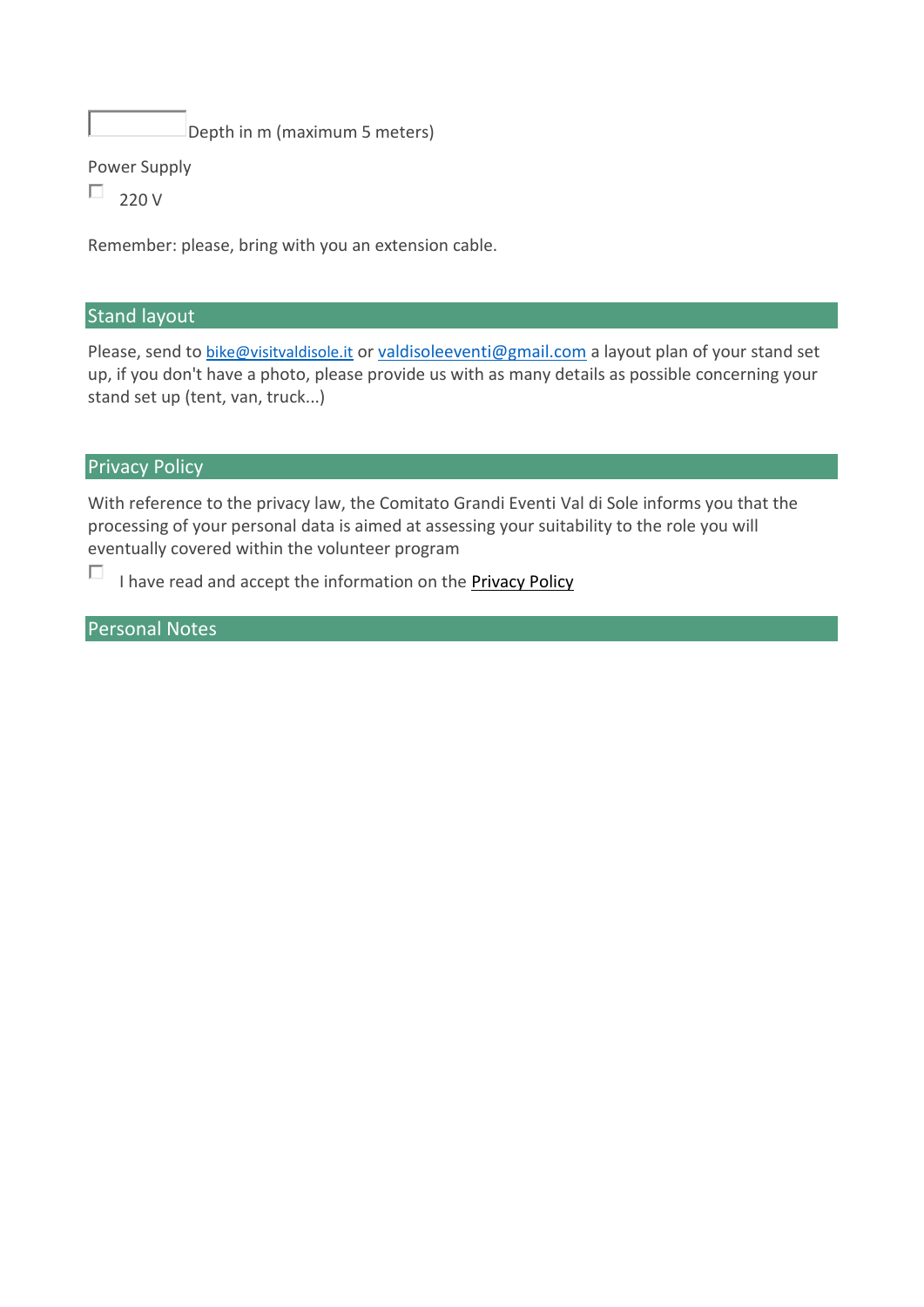☐ Depth in m (maximum 5 meters)

Power Supply

☐ 220 V

Remember: please, bring with you an extension cable.

## Stand layout

Please, send to bike@visitvaldisole.it or valdisoleeventi@gmail.com a layout plan of your stand set up, if you don't have a photo, please provide us with as many details as possible concerning your stand set up (tent, van, truck...)

## Privacy Policy

With reference to the privacy law, the Comitato Grandi Eventi Val di Sole informs you that the processing of your personal data is aimed at assessing your suitability to the role you will eventually covered within the volunteer program

☐ I have read and accept the information on the Privacy Policy

## Personal Notes